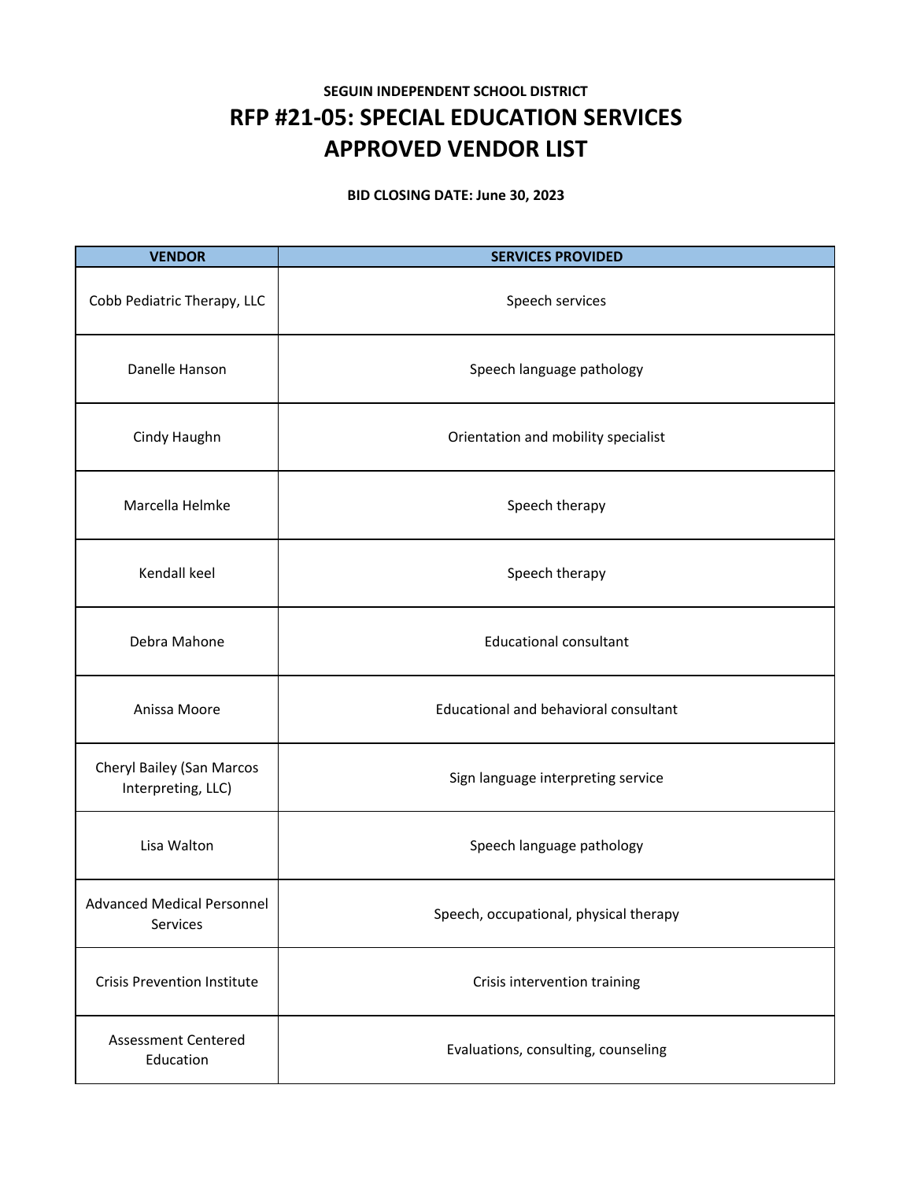**SEGUIN INDEPENDENT SCHOOL DISTRICT**

# RFP #21-05: SPECIAL EDUCATION SERVICES APPROVED VENDOR LIST

**BID CLOSING DATE: June 30, 2023**

| VENDOR | SERVICES PROVIDED |
|---|---|
| Cobb Pediatric Therapy, LLC | Speech services |
| Danelle Hanson | Speech language pathology |
| Cindy Haughn | Orientation and mobility specialist |
| Marcella Helmke | Speech therapy |
| Kendall keel | Speech therapy |
| Debra Mahone | Educational consultant |
| Anissa Moore | Educational and behavioral consultant |
| Cheryl Bailey (San Marcos Interpreting, LLC) | Sign language interpreting service |
| Lisa Walton | Speech language pathology |
| Advanced Medical Personnel Services | Speech, occupational, physical therapy |
| Crisis Prevention Institute | Crisis intervention training |
| Assessment Centered Education | Evaluations, consulting, counseling |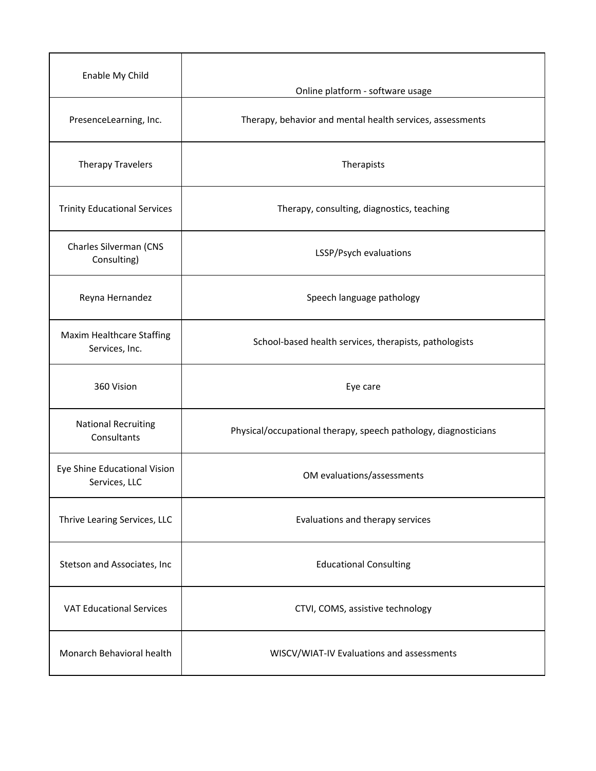| | |
|---|---|
| Enable My Child | Online platform - software usage |
| PresenceLearning, Inc. | Therapy, behavior and mental health services, assessments |
| Therapy Travelers | Therapists |
| Trinity Educational Services | Therapy, consulting, diagnostics, teaching |
| Charles Silverman (CNS Consulting) | LSSP/Psych evaluations |
| Reyna Hernandez | Speech language pathology |
| Maxim Healthcare Staffing Services, Inc. | School-based health services, therapists, pathologists |
| 360 Vision | Eye care |
| National Recruiting Consultants | Physical/occupational therapy, speech pathology, diagnosticians |
| Eye Shine Educational Vision Services, LLC | OM evaluations/assessments |
| Thrive Learing Services, LLC | Evaluations and therapy services |
| Stetson and Associates, Inc | Educational Consulting |
| VAT Educational Services | CTVI, COMS, assistive technology |
| Monarch Behavioral health | WISCV/WIAT-IV Evaluations and assessments |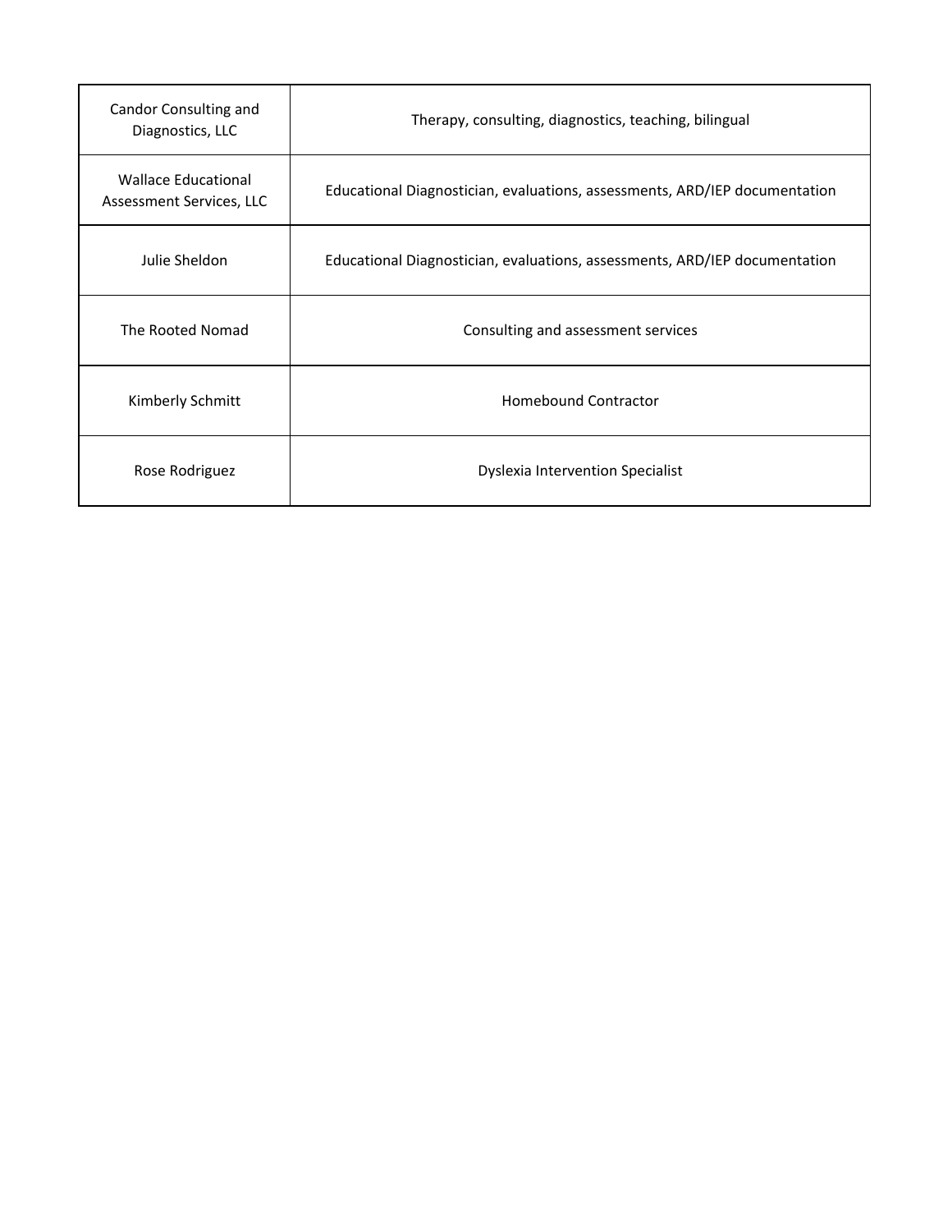| | |
|---|---|
| Candor Consulting and Diagnostics, LLC | Therapy, consulting, diagnostics, teaching, bilingual |
| Wallace Educational Assessment Services, LLC | Educational Diagnostician, evaluations, assessments, ARD/IEP documentation |
| Julie Sheldon | Educational Diagnostician, evaluations, assessments, ARD/IEP documentation |
| The Rooted Nomad | Consulting and assessment services |
| Kimberly Schmitt | Homebound Contractor |
| Rose Rodriguez | Dyslexia Intervention Specialist |